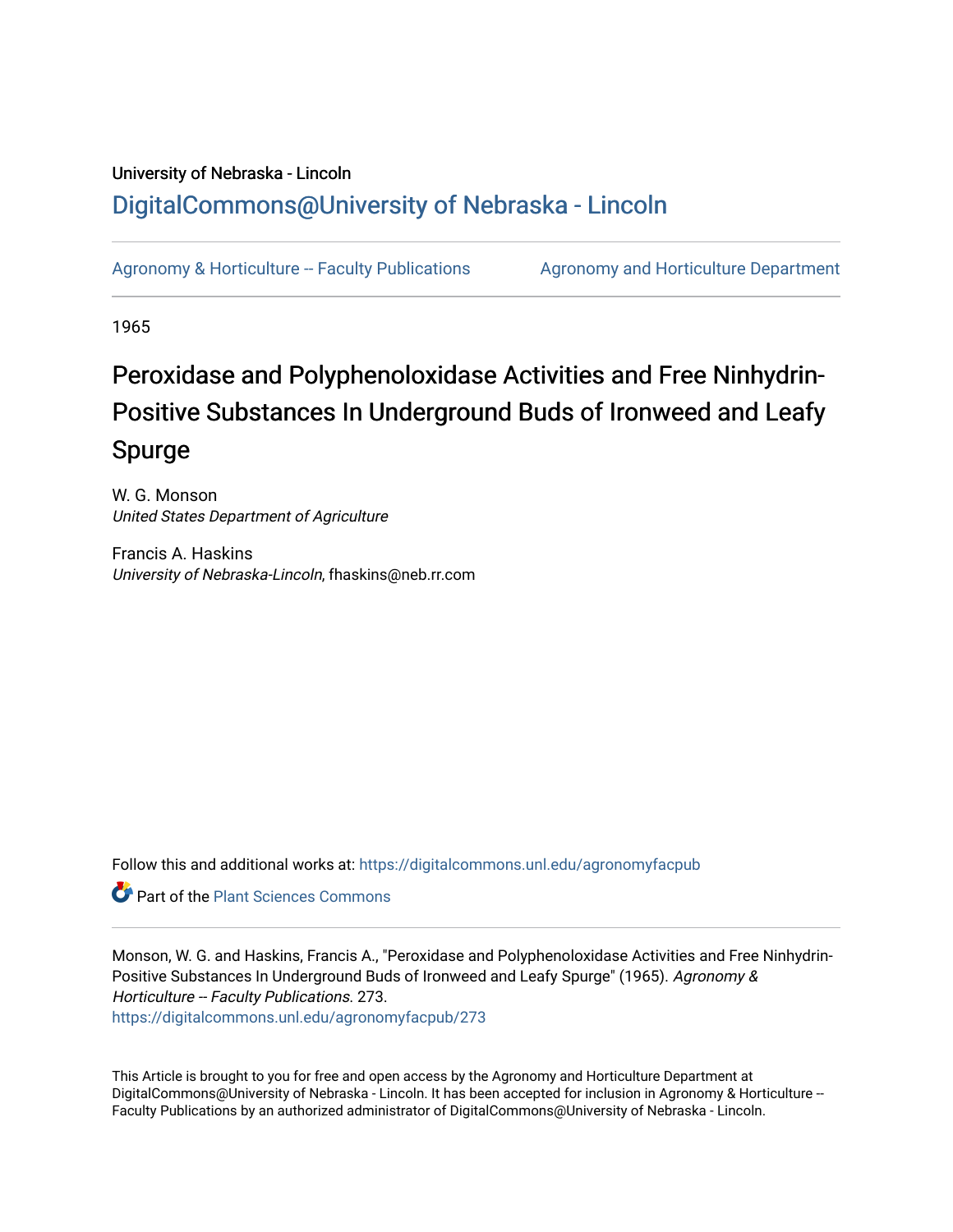University of Nebraska - Lincoln

## DigitalCommons@University of Nebraska - Lincoln

Agronomy & Horticulture -- Faculty Publications

Agronomy and Horticulture Department

1965

# Peroxidase and Polyphenoloxidase Activities and Free Ninhydrin-Positive Substances In Underground Buds of Ironweed and Leafy Spurge

W. G. Monson
*United States Department of Agriculture*

Francis A. Haskins
*University of Nebraska-Lincoln*, fhaskins@neb.rr.com

Follow this and additional works at: https://digitalcommons.unl.edu/agronomyfacpub

Part of the Plant Sciences Commons

Monson, W. G. and Haskins, Francis A., "Peroxidase and Polyphenoloxidase Activities and Free Ninhydrin-Positive Substances In Underground Buds of Ironweed and Leafy Spurge" (1965). *Agronomy & Horticulture -- Faculty Publications*. 273.
https://digitalcommons.unl.edu/agronomyfacpub/273

This Article is brought to you for free and open access by the Agronomy and Horticulture Department at DigitalCommons@University of Nebraska - Lincoln. It has been accepted for inclusion in Agronomy & Horticulture -- Faculty Publications by an authorized administrator of DigitalCommons@University of Nebraska - Lincoln.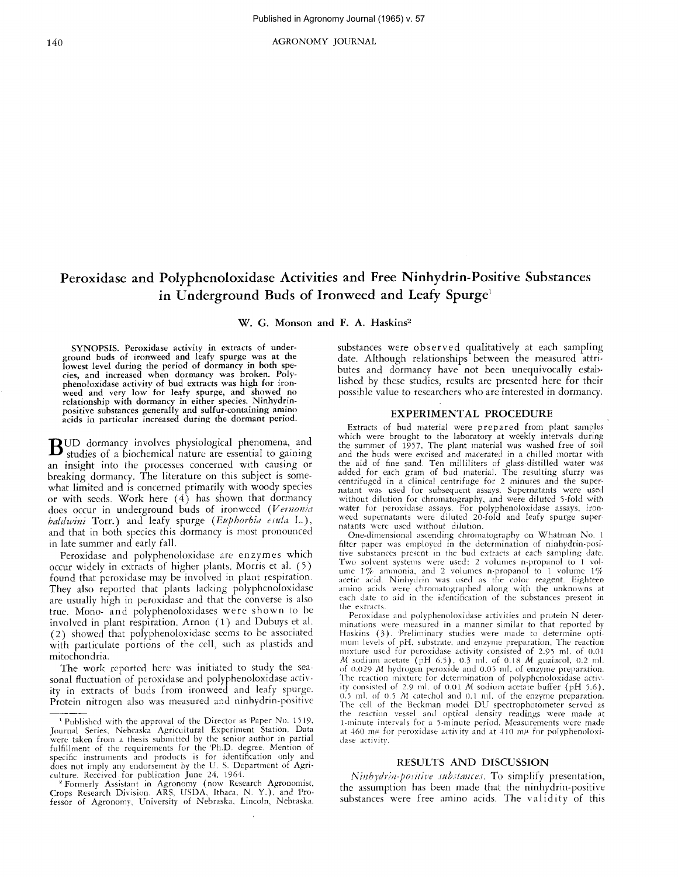Published in Agronomy Journal (1965) v. 57

# Peroxidase and Polyphenoloxidase Activities and Free Ninhydrin-Positive Substances in Underground Buds of Ironweed and Leafy Spurge[1]

W. G. Monson and F. A. Haskins[2]

SYNOPSIS. Peroxidase activity in extracts of underground buds of ironweed and leafy spurge was at the lowest level during the period of dormancy in both species, and increased when dormancy was broken. Polyphenoloxidase activity of bud extracts was high for ironweed and very low for leafy spurge, and showed no relationship with dormancy in either species. Ninhydrin-positive substances generally and sulfur-containing amino acids in particular increased during the dormant period.

BUD dormancy involves physiological phenomena, and studies of a biochemical nature are essential to gaining an insight into the processes concerned with causing or breaking dormancy. The literature on this subject is somewhat limited and is concerned primarily with woody species or with seeds. Work here (4) has shown that dormancy does occur in underground buds of ironweed (*Vernonia baldwini* Torr.) and leafy spurge (*Euphorbia esula* L.), and that in both species this dormancy is most pronounced in late summer and early fall.

Peroxidase and polyphenoloxidase are enzymes which occur widely in extracts of higher plants. Morris et al. (5) found that peroxidase may be involved in plant respiration. They also reported that plants lacking polyphenoloxidase are usually high in peroxidase and that the converse is also true. Mono- and polyphenoloxidases were shown to be involved in plant respiration. Arnon (1) and Dubuys et al. (2) showed that polyphenoloxidase seems to be associated with particulate portions of the cell, such as plastids and mitochondria.

The work reported here was initiated to study the seasonal fluctuation of peroxidase and polyphenoloxidase activity in extracts of buds from ironweed and leafy spurge. Protein nitrogen also was measured and ninhydrin-positive substances were observed qualitatively at each sampling date. Although relationships between the measured attributes and dormancy have not been unequivocally established by these studies, results are presented here for their possible value to researchers who are interested in dormancy.

[1] Published with the approval of the Director as Paper No. 1519, Journal Series, Nebraska Agricultural Experiment Station. Data were taken from a thesis submitted by the senior author in partial fulfillment of the requirements for the Ph.D. degree. Mention of specific instruments and products is for identification only and does not imply any endorsement by the U. S. Department of Agriculture. Received for publication June 24, 1964.

[2] Formerly Assistant in Agronomy (now Research Agronomist, Crops Research Division, ARS, USDA, Ithaca, N. Y.), and Professor of Agronomy, University of Nebraska, Lincoln, Nebraska.

## EXPERIMENTAL PROCEDURE

Extracts of bud material were prepared from plant samples which were brought to the laboratory at weekly intervals during the summer of 1957. The plant material was washed free of soil and the buds were excised and macerated in a chilled mortar with the aid of fine sand. Ten milliliters of glass-distilled water was added for each gram of bud material. The resulting slurry was centrifuged in a clinical centrifuge for 2 minutes and the supernatant was used for subsequent assays. Supernatants were used without dilution for chromatography, and were diluted 5-fold with water for peroxidase assays. For polyphenoloxidase assays, ironweed supernatants were diluted 20-fold and leafy spurge supernatants were used without dilution.

One-dimensional ascending chromatography on Whatman No. 1 filter paper was employed in the determination of ninhydrin-positive substances present in the bud extracts at each sampling date. Two solvent systems were used: 2 volumes n-propanol to 1 volume 1% ammonia, and 2 volumes n-propanol to 1 volume 1% acetic acid. Ninhydrin was used as the color reagent. Eighteen amino acids were chromatographed along with the unknowns at each date to aid in the identification of the substances present in the extracts.

Peroxidase and polyphenoloxidase activities and protein N determinations were measured in a manner similar to that reported by Haskins (3). Preliminary studies were made to determine optimum levels of pH, substrate, and enzyme preparation. The reaction mixture used for peroxidase activity consisted of 2.95 ml. of 0.01 *M* sodium acetate (pH 6.5), 0.3 ml. of 0.18 *M* guaiacol, 0.2 ml. of 0.029 *M* hydrogen peroxide and 0.05 ml. of enzyme preparation. The reaction mixture for determination of polyphenoloxidase activity consisted of 2.9 ml. of 0.01 *M* sodium acetate buffer (pH 5.6), 0.5 ml. of 0.5 *M* catechol and 0.1 ml. of the enzyme preparation. The cell of the Beckman model DU spectrophotometer served as the reaction vessel and optical density readings were made at 1-minute intervals for a 5-minute period. Measurements were made at 460 mμ for peroxidase activity and at 410 mμ for polyphenoloxidase activity.

## RESULTS AND DISCUSSION

*Ninhydrin-positive substances.* To simplify presentation, the assumption has been made that the ninhydrin-positive substances were free amino acids. The validity of this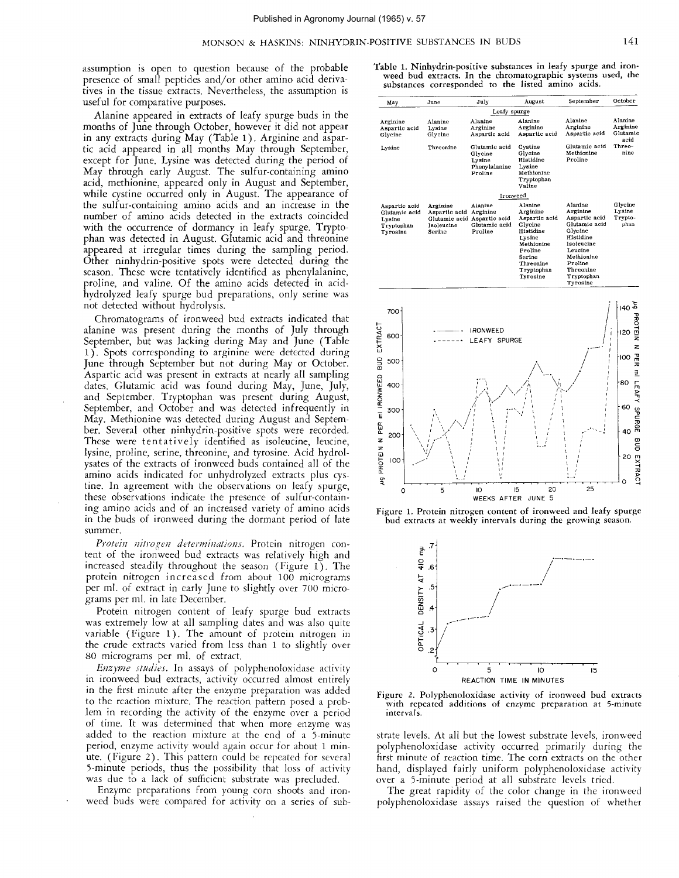assumption is open to question because of the probable presence of small peptides and/or other amino acid derivatives in the tissue extracts. Nevertheless, the assumption is useful for comparative purposes.

Alanine appeared in extracts of leafy spurge buds in the months of June through October, however it did not appear in any extracts during May (Table 1). Arginine and aspartic acid appeared in all months May through September, except for June. Lysine was detected during the period of May through early August. The sulfur-containing amino acid, methionine, appeared only in August and September, while cystine occurred only in August. The appearance of the sulfur-containing amino acids and an increase in the number of amino acids detected in the extracts coincided with the occurrence of dormancy in leafy spurge. Tryptophan was detected in August. Glutamic acid and threonine appeared at irregular times during the sampling period. Other ninhydrin-positive spots were detected during the season. These were tentatively identified as phenylalanine, proline, and valine. Of the amino acids detected in acid-hydrolyzed leafy spurge bud preparations, only serine was not detected without hydrolysis.

Chromatograms of ironweed bud extracts indicated that alanine was present during the months of July through September, but was lacking during May and June (Table 1). Spots corresponding to arginine were detected during June through September but not during May or October. Aspartic acid was present in extracts at nearly all sampling dates. Glutamic acid was found during May, June, July, and September. Tryptophan was present during August, September, and October and was detected infrequently in May. Methionine was detected during August and September. Several other ninhydrin-positive spots were recorded. These were tentatively identified as isoleucine, leucine, lysine, proline, serine, threonine, and tyrosine. Acid hydrolysates of the extracts of ironweed buds contained all of the amino acids indicated for unhydrolyzed extracts plus cystine. In agreement with the observations on leafy spurge, these observations indicate the presence of sulfur-containing amino acids and of an increased variety of amino acids in the buds of ironweed during the dormant period of late summer.

*Protein nitrogen determinations.* Protein nitrogen content of the ironweed bud extracts was relatively high and increased steadily throughout the season (Figure 1). The protein nitrogen increased from about 100 micrograms per ml. of extract in early June to slightly over 700 micrograms per ml. in late December.

Protein nitrogen content of leafy spurge bud extracts was extremely low at all sampling dates and was also quite variable (Figure 1). The amount of protein nitrogen in the crude extracts varied from less than 1 to slightly over 80 micrograms per ml. of extract.

*Enzyme studies.* In assays of polyphenoloxidase activity in ironweed bud extracts, activity occurred almost entirely in the first minute after the enzyme preparation was added to the reaction mixture. The reaction pattern posed a problem in recording the activity of the enzyme over a period of time. It was determined that when more enzyme was added to the reaction mixture at the end of a 5-minute period, enzyme activity would again occur for about 1 minute. (Figure 2). This pattern could be repeated for several 5-minute periods, thus the possibility that loss of activity was due to a lack of sufficient substrate was precluded.

Enzyme preparations from young corn shoots and ironweed buds were compared for activity on a series of substrate levels. At all but the lowest substrate levels, ironweed polyphenoloxidase activity occurred primarily during the first minute of reaction time. The corn extracts on the other hand, displayed fairly uniform polyphenoloxidase activity over a 5-minute period at all substrate levels tried.

The great rapidity of the color change in the ironweed polyphenoloxidase assays raised the question of whether

Table 1. Ninhydrin-positive substances in leafy spurge and ironweed bud extracts. In the chromatographic systems used, the substances corresponded to the listed amino acids.

| May | June | July | August | September | October |
|---|---|---|---|---|---|
| **Leafy spurge** | | | | | |
| Arginine<br>Aspartic acid<br>Glycine<br>Lysine | Alanine<br>Lysine<br>Glycine<br>Threonine | Alanine<br>Arginine<br>Aspartic acid<br>Glutamic acid<br>Glycine<br>Lysine<br>Phenylalanine<br>Proline | Alanine<br>Arginine<br>Aspartic acid<br>Cystine<br>Glycine<br>Histidine<br>Lysine<br>Methionine<br>Tryptophan<br>Valine | Alanine<br>Arginine<br>Aspartic acid<br>Glutamic acid<br>Methionine<br>Proline | Alanine<br>Arginine<br>Glutamic acid<br>Threonine |
| **Ironweed** | | | | | |
| Aspartic acid<br>Glutamic acid<br>Lysine<br>Tryptophan<br>Tyrosine | Arginine<br>Aspartic acid<br>Glutamic acid<br>Isoleucine<br>Serine | Alanine<br>Arginine<br>Aspartic acid<br>Glutamic acid<br>Proline | Alanine<br>Arginine<br>Aspartic acid<br>Glycine<br>Histidine<br>Lysine<br>Methionine<br>Proline<br>Serine<br>Threonine<br>Tryptophan<br>Tyrosine | Alanine<br>Arginine<br>Aspartic acid<br>Glutamic acid<br>Glycine<br>Histidine<br>Isoleucine<br>Leucine<br>Methionine<br>Proline<br>Threonine<br>Tryptophan<br>Tyrosine | Glycine<br>Lysine<br>Tryptophan |

Figure 1. Protein nitrogen content of ironweed and leafy spurge bud extracts at weekly intervals during the growing season.

Figure 2. Polyphenoloxidase activity of ironweed bud extracts with repeated additions of enzyme preparation at 5-minute intervals.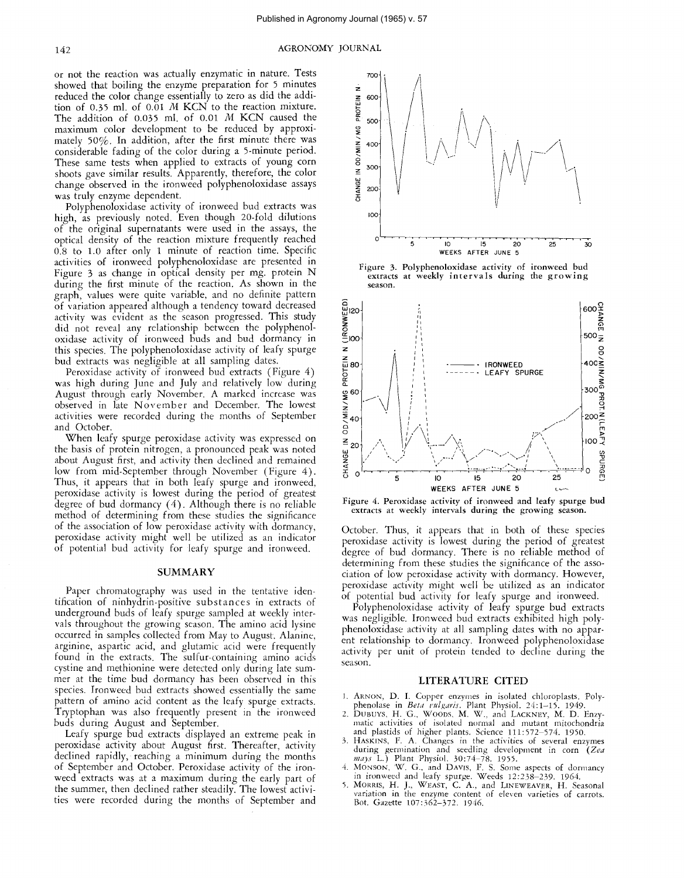or not the reaction was actually enzymatic in nature. Tests showed that boiling the enzyme preparation for 5 minutes reduced the color change essentially to zero as did the addition of 0.35 ml. of 0.01 *M* KCN to the reaction mixture. The addition of 0.035 ml. of 0.01 *M* KCN caused the maximum color development to be reduced by approximately 50%. In addition, after the first minute there was considerable fading of the color during a 5-minute period. These same tests when applied to extracts of young corn shoots gave similar results. Apparently, therefore, the color change observed in the ironweed polyphenoloxidase assays was truly enzyme dependent.

Polyphenoloxidase activity of ironweed bud extracts was high, as previously noted. Even though 20-fold dilutions of the original supernatants were used in the assays, the optical density of the reaction mixture frequently reached 0.8 to 1.0 after only 1 minute of reaction time. Specific activities of ironweed polyphenoloxidase are presented in Figure 3 as change in optical density per mg. protein N during the first minute of the reaction. As shown in the graph, values were quite variable, and no definite pattern of variation appeared although a tendency toward decreased activity was evident as the season progressed. This study did not reveal any relationship between the polyphenoloxidase activity of ironweed buds and bud dormancy in this species. The polyphenoloxidase activity of leafy spurge bud extracts was negligible at all sampling dates.

Peroxidase activity of ironweed bud extracts (Figure 4) was high during June and July and relatively low during August through early November. A marked increase was observed in late November and December. The lowest activities were recorded during the months of September and October.

When leafy spurge peroxidase activity was expressed on the basis of protein nitrogen, a pronounced peak was noted about August first, and activity then declined and remained low from mid-September through November (Figure 4). Thus, it appears that in both leafy spurge and ironweed, peroxidase activity is lowest during the period of greatest degree of bud dormancy (4). Although there is no reliable method of determining from these studies the significance of the association of low peroxidase activity with dormancy, peroxidase activity might well be utilized as an indicator of potential bud activity for leafy spurge and ironweed.

CHANGE IN OD/MIN/MG PROTEIN N
700
600
500
400
300
200
100
0
5 10 15 20 25 30
WEEKS AFTER JUNE 5

Figure 3. Polyphenoloxidase activity of ironweed bud extracts at weekly intervals during the growing season.

CHANGE IN OD/MIN/MG PROTEIN N (IRONWEED)
120
100
80
60
40
20
0
CHANGE IN OD/MIN/MG PROT. N (LEAFY SPURGE)
600
500
400
300
200
100
0
IRONWEED
LEAFY SPURGE
5 10 15 20 25
WEEKS AFTER JUNE 5

Figure 4. Peroxidase activity of ironweed and leafy spurge bud extracts at weekly intervals during the growing season.

## SUMMARY

Paper chromatography was used in the tentative identification of ninhydrin-positive substances in extracts of underground buds of leafy spurge sampled at weekly intervals throughout the growing season. The amino acid lysine occurred in samples collected from May to August. Alanine, arginine, aspartic acid, and glutamic acid were frequently found in the extracts. The sulfur-containing amino acids cystine and methionine were detected only during late summer at the time bud dormancy has been observed in this species. Ironweed bud extracts showed essentially the same pattern of amino acid content as the leafy spurge extracts. Tryptophan was also frequently present in the ironweed buds during August and September.

Leafy spurge bud extracts displayed an extreme peak in peroxidase activity about August first. Thereafter, activity declined rapidly, reaching a minimum during the months of September and October. Peroxidase activity of the ironweed extracts was at a maximum during the early part of the summer, then declined rather steadily. The lowest activities were recorded during the months of September and October. Thus, it appears that in both of these species peroxidase activity is lowest during the period of greatest degree of bud dormancy. There is no reliable method of determining from these studies the significance of the association of low peroxidase activity with dormancy. However, peroxidase activity might well be utilized as an indicator of potential bud activity for leafy spurge and ironweed.

Polyphenoloxidase activity of leafy spurge bud extracts was negligible. Ironweed bud extracts exhibited high polyphenoloxidase activity at all sampling dates with no apparent relationship to dormancy. Ironweed polyphenoloxidase activity per unit of protein tended to decline during the season.

## LITERATURE CITED

1. Arnon, D. I. Copper enzymes in isolated chloroplasts. Polyphenolase in *Beta vulgaris*. Plant Physiol. 24:1–15. 1949.
2. Dubuys, H. G., Woods, M. W., and Lackney, M. D. Enzymatic activities of isolated normal and mutant mitochondria and plastids of higher plants. Science 111:572–574. 1950.
3. Haskins, F. A. Changes in the activities of several enzymes during germination and seedling development in corn (*Zea mays* L.) Plant Physiol. 30:74–78. 1955.
4. Monson, W. G., and Davis, F. S. Some aspects of dormancy in ironweed and leafy spurge. Weeds 12:238–239. 1964.
5. Morris, H. J., Weast, C. A., and Lineweaver, H. Seasonal variation in the enzyme content of eleven varieties of carrots. Bot. Gazette 107:362–372. 1946.